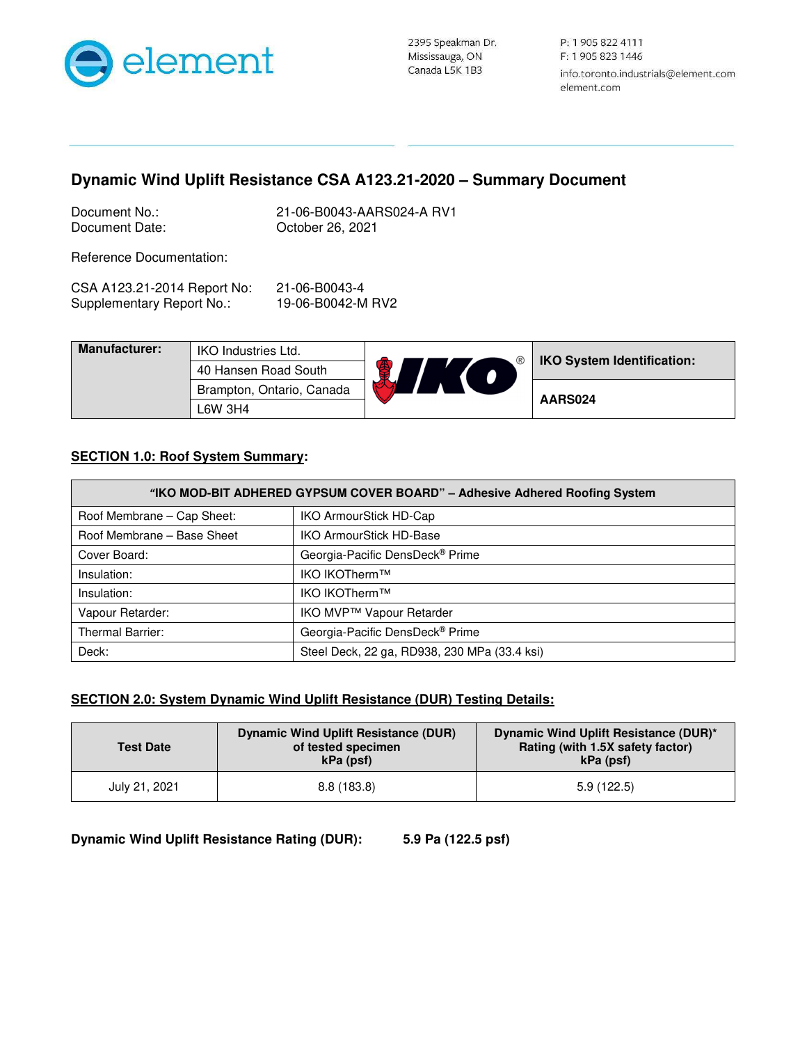element

2395 Speakman Dr.
Mississauga, ON
Canada L5K 1B3

P: 1 905 822 4111
F: 1 905 823 1446
info.toronto.industrials@element.com
element.com

## Dynamic Wind Uplift Resistance CSA A123.21-2020 – Summary Document

Document No.: 21-06-B0043-AARS024-A RV1
Document Date: October 26, 2021

Reference Documentation:

CSA A123.21-2014 Report No: 21-06-B0043-4
Supplementary Report No.: 19-06-B0042-M RV2

| Manufacturer: | IKO Industries Ltd. | IKO | IKO System Identification: |
|---|---|---|---|
| | 40 Hansen Road South | | |
| | Brampton, Ontario, Canada | | AARS024 |
| | L6W 3H4 | | |

### SECTION 1.0: Roof System Summary:

| "IKO MOD-BIT ADHERED GYPSUM COVER BOARD" – Adhesive Adhered Roofing System | |
|---|---|
| Roof Membrane – Cap Sheet: | IKO ArmourStick HD-Cap |
| Roof Membrane – Base Sheet | IKO ArmourStick HD-Base |
| Cover Board: | Georgia-Pacific DensDeck® Prime |
| Insulation: | IKO IKOTherm™ |
| Insulation: | IKO IKOTherm™ |
| Vapour Retarder: | IKO MVP™ Vapour Retarder |
| Thermal Barrier: | Georgia-Pacific DensDeck® Prime |
| Deck: | Steel Deck, 22 ga, RD938, 230 MPa (33.4 ksi) |

### SECTION 2.0: System Dynamic Wind Uplift Resistance (DUR) Testing Details:

| Test Date | Dynamic Wind Uplift Resistance (DUR) of tested specimen kPa (psf) | Dynamic Wind Uplift Resistance (DUR)* Rating (with 1.5X safety factor) kPa (psf) |
|---|---|---|
| July 21, 2021 | 8.8 (183.8) | 5.9 (122.5) |

**Dynamic Wind Uplift Resistance Rating (DUR): 5.9 Pa (122.5 psf)**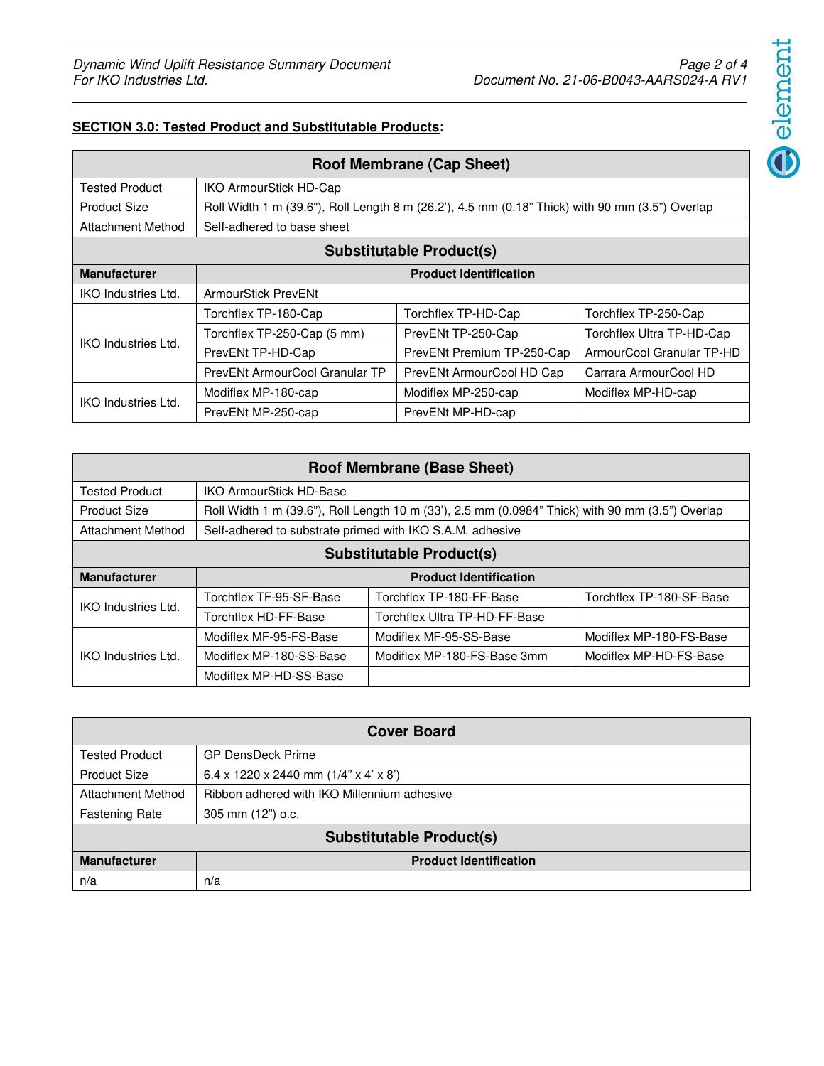**SECTION 3.0: Tested Product and Substitutable Products:**

| Roof Membrane (Cap Sheet) | | | |
|---|---|---|---|
| Tested Product | IKO ArmourStick HD-Cap | | |
| Product Size | Roll Width 1 m (39.6"), Roll Length 8 m (26.2'), 4.5 mm (0.18" Thick) with 90 mm (3.5") Overlap | | |
| Attachment Method | Self-adhered to base sheet | | |
| **Substitutable Product(s)** | | | |
| **Manufacturer** | **Product Identification** | | |
| IKO Industries Ltd. | ArmourStick PrevENt | | |
| IKO Industries Ltd. | Torchflex TP-180-Cap | Torchflex TP-HD-Cap | Torchflex TP-250-Cap |
| | Torchflex TP-250-Cap (5 mm) | PrevENt TP-250-Cap | Torchflex Ultra TP-HD-Cap |
| | PrevENt TP-HD-Cap | PrevENt Premium TP-250-Cap | ArmourCool Granular TP-HD |
| | PrevENt ArmourCool Granular TP | PrevENt ArmourCool HD Cap | Carrara ArmourCool HD |
| IKO Industries Ltd. | Modiflex MP-180-cap | Modiflex MP-250-cap | Modiflex MP-HD-cap |
| | PrevENt MP-250-cap | PrevENt MP-HD-cap | |

| Roof Membrane (Base Sheet) | | | |
|---|---|---|---|
| Tested Product | IKO ArmourStick HD-Base | | |
| Product Size | Roll Width 1 m (39.6"), Roll Length 10 m (33'), 2.5 mm (0.0984" Thick) with 90 mm (3.5") Overlap | | |
| Attachment Method | Self-adhered to substrate primed with IKO S.A.M. adhesive | | |
| **Substitutable Product(s)** | | | |
| **Manufacturer** | **Product Identification** | | |
| IKO Industries Ltd. | Torchflex TF-95-SF-Base | Torchflex TP-180-FF-Base | Torchflex TP-180-SF-Base |
| | Torchflex HD-FF-Base | Torchflex Ultra TP-HD-FF-Base | |
| IKO Industries Ltd. | Modiflex MF-95-FS-Base | Modiflex MF-95-SS-Base | Modiflex MP-180-FS-Base |
| | Modiflex MP-180-SS-Base | Modiflex MP-180-FS-Base 3mm | Modiflex MP-HD-FS-Base |
| | Modiflex MP-HD-SS-Base | | |

| Cover Board | |
|---|---|
| Tested Product | GP DensDeck Prime |
| Product Size | 6.4 x 1220 x 2440 mm (1/4" x 4' x 8') |
| Attachment Method | Ribbon adhered with IKO Millennium adhesive |
| Fastening Rate | 305 mm (12") o.c. |
| **Substitutable Product(s)** | |
| **Manufacturer** | **Product Identification** |
| n/a | n/a |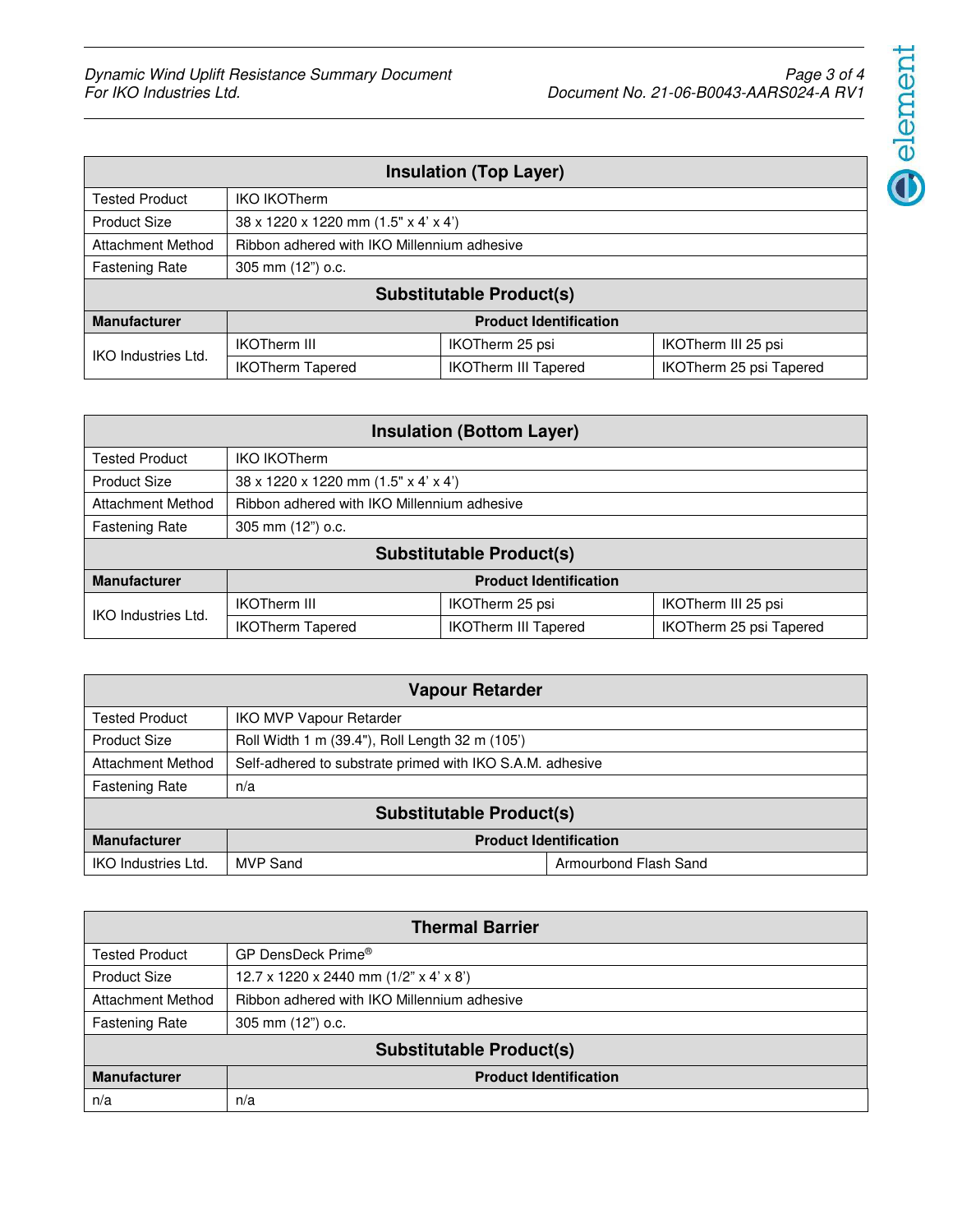| Insulation (Top Layer) | | | |
|---|---|---|---|
| Tested Product | IKO IKOTherm | | |
| Product Size | 38 x 1220 x 1220 mm (1.5" x 4' x 4') | | |
| Attachment Method | Ribbon adhered with IKO Millennium adhesive | | |
| Fastening Rate | 305 mm (12") o.c. | | |
| **Substitutable Product(s)** | | | |
| **Manufacturer** | **Product Identification** | | |
| IKO Industries Ltd. | IKOTherm III | IKOTherm 25 psi | IKOTherm III 25 psi |
| | IKOTherm Tapered | IKOTherm III Tapered | IKOTherm 25 psi Tapered |

| Insulation (Bottom Layer) | | | |
|---|---|---|---|
| Tested Product | IKO IKOTherm | | |
| Product Size | 38 x 1220 x 1220 mm (1.5" x 4' x 4') | | |
| Attachment Method | Ribbon adhered with IKO Millennium adhesive | | |
| Fastening Rate | 305 mm (12") o.c. | | |
| **Substitutable Product(s)** | | | |
| **Manufacturer** | **Product Identification** | | |
| IKO Industries Ltd. | IKOTherm III | IKOTherm 25 psi | IKOTherm III 25 psi |
| | IKOTherm Tapered | IKOTherm III Tapered | IKOTherm 25 psi Tapered |

| Vapour Retarder | | |
|---|---|---|
| Tested Product | IKO MVP Vapour Retarder | |
| Product Size | Roll Width 1 m (39.4"), Roll Length 32 m (105') | |
| Attachment Method | Self-adhered to substrate primed with IKO S.A.M. adhesive | |
| Fastening Rate | n/a | |
| **Substitutable Product(s)** | | |
| **Manufacturer** | **Product Identification** | |
| IKO Industries Ltd. | MVP Sand | Armourbond Flash Sand |

| Thermal Barrier | |
|---|---|
| Tested Product | GP DensDeck Prime® |
| Product Size | 12.7 x 1220 x 2440 mm (1/2" x 4' x 8') |
| Attachment Method | Ribbon adhered with IKO Millennium adhesive |
| Fastening Rate | 305 mm (12") o.c. |
| **Substitutable Product(s)** | |
| **Manufacturer** | **Product Identification** |
| n/a | n/a |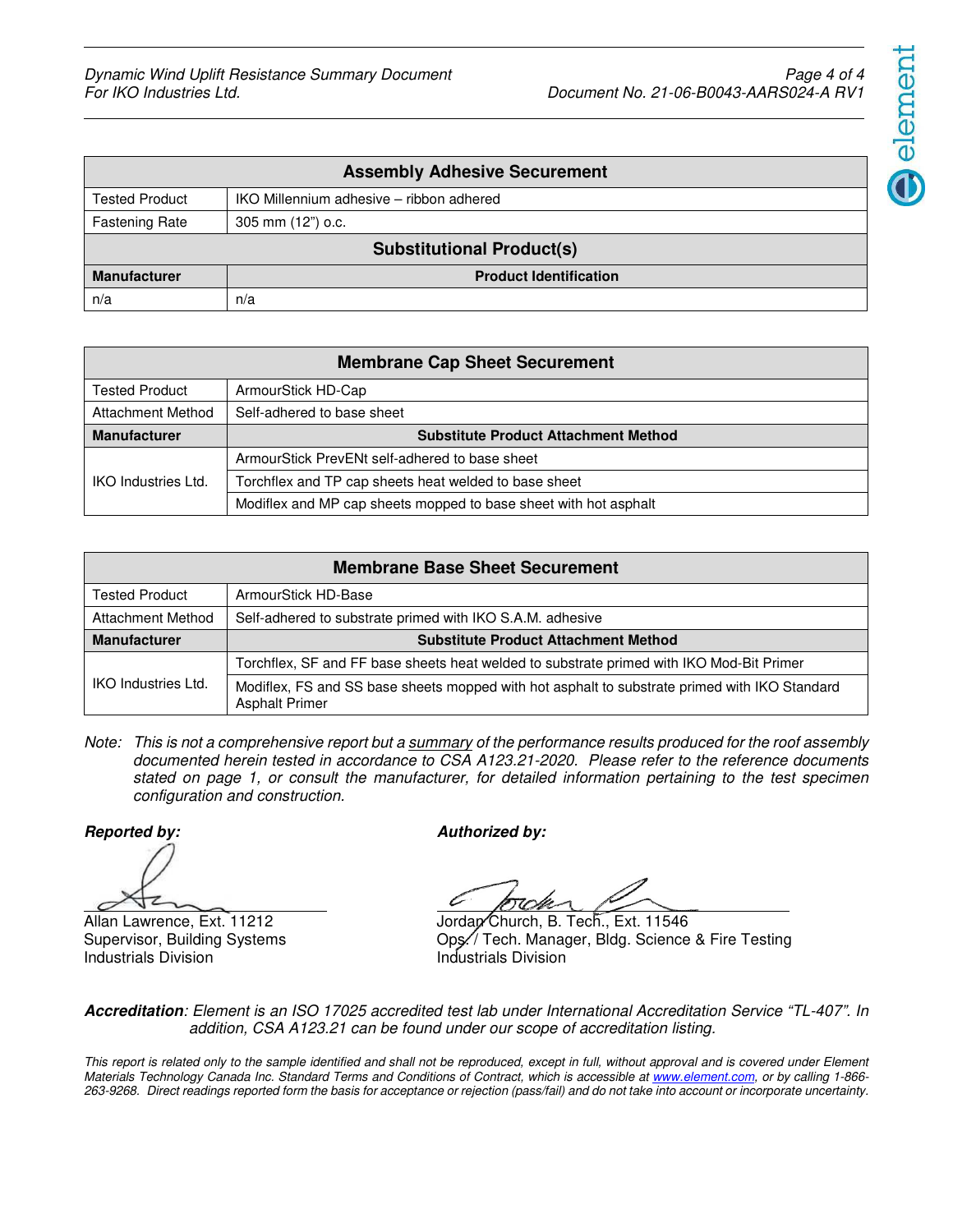| Assembly Adhesive Securement | |
|---|---|
| Tested Product | IKO Millennium adhesive – ribbon adhered |
| Fastening Rate | 305 mm (12”) o.c. |
| **Substitutional Product(s)** | |
| **Manufacturer** | **Product Identification** |
| n/a | n/a |

| Membrane Cap Sheet Securement | |
|---|---|
| Tested Product | ArmourStick HD-Cap |
| Attachment Method | Self-adhered to base sheet |
| **Manufacturer** | **Substitute Product Attachment Method** |
| IKO Industries Ltd. | ArmourStick PrevENt self-adhered to base sheet |
| | Torchflex and TP cap sheets heat welded to base sheet |
| | Modiflex and MP cap sheets mopped to base sheet with hot asphalt |

| Membrane Base Sheet Securement | |
|---|---|
| Tested Product | ArmourStick HD-Base |
| Attachment Method | Self-adhered to substrate primed with IKO S.A.M. adhesive |
| **Manufacturer** | **Substitute Product Attachment Method** |
| IKO Industries Ltd. | Torchflex, SF and FF base sheets heat welded to substrate primed with IKO Mod-Bit Primer |
| | Modiflex, FS and SS base sheets mopped with hot asphalt to substrate primed with IKO Standard Asphalt Primer |

Note: *This is not a comprehensive report but a summary of the performance results produced for the roof assembly documented herein tested in accordance to CSA A123.21-2020. Please refer to the reference documents stated on page 1, or consult the manufacturer, for detailed information pertaining to the test specimen configuration and construction.*

***Reported by:***

Allan Lawrence, Ext. 11212
Supervisor, Building Systems
Industrials Division

***Authorized by:***

Jordan Church, B. Tech., Ext. 11546
Ops. / Tech. Manager, Bldg. Science & Fire Testing
Industrials Division

***Accreditation****: Element is an ISO 17025 accredited test lab under International Accreditation Service “TL-407”. In addition, CSA A123.21 can be found under our scope of accreditation listing.*

*This report is related only to the sample identified and shall not be reproduced, except in full, without approval and is covered under Element Materials Technology Canada Inc. Standard Terms and Conditions of Contract, which is accessible at www.element.com, or by calling 1-866-263-9268. Direct readings reported form the basis for acceptance or rejection (pass/fail) and do not take into account or incorporate uncertainty.*